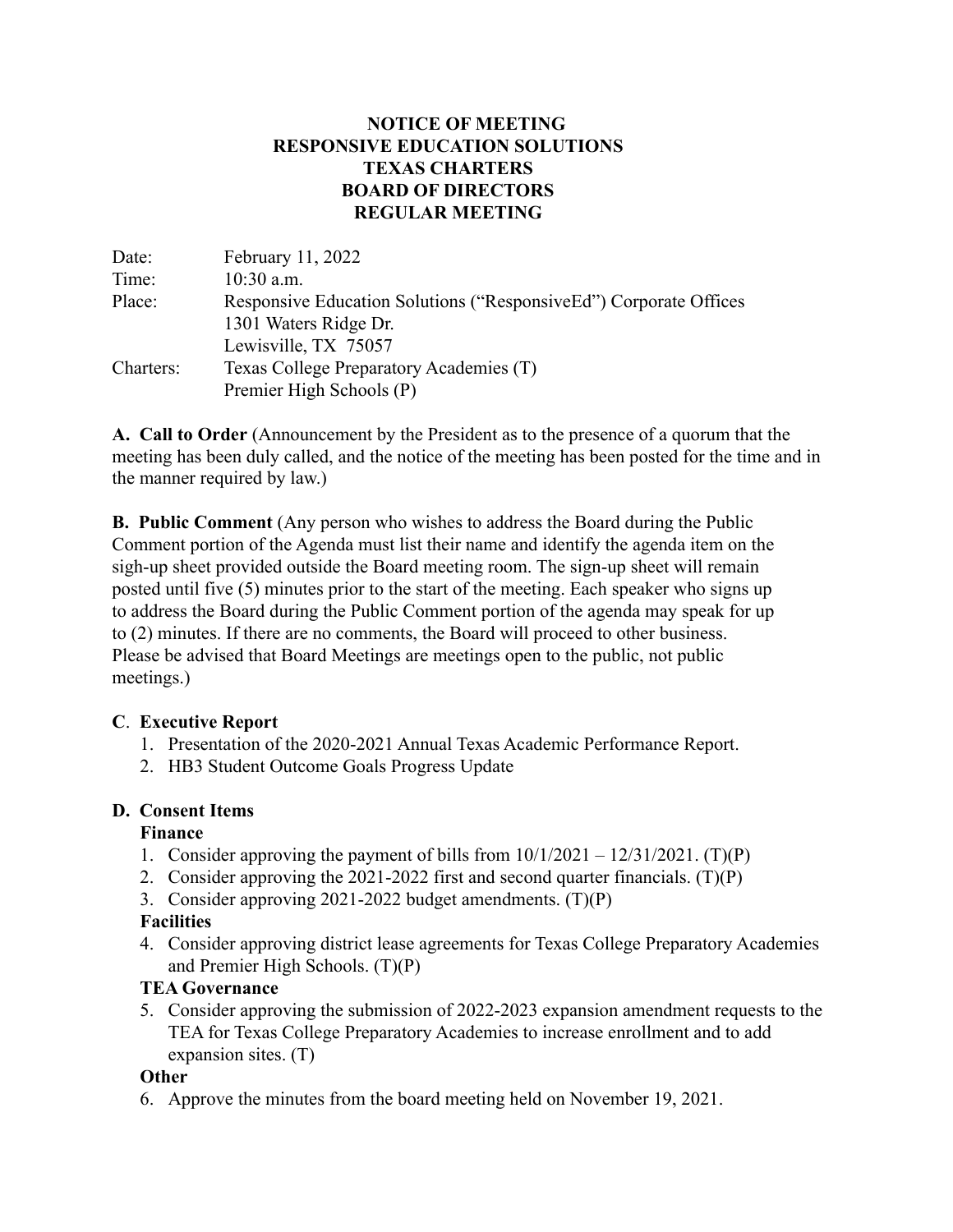# NOTICE OF MEETING
# RESPONSIVE EDUCATION SOLUTIONS
# TEXAS CHARTERS
# BOARD OF DIRECTORS
# REGULAR MEETING

Date: February 11, 2022
Time: 10:30 a.m.
Place: Responsive Education Solutions ("ResponsiveEd") Corporate Offices
1301 Waters Ridge Dr.
Lewisville, TX 75057
Charters: Texas College Preparatory Academies (T)
Premier High Schools (P)

**A. Call to Order** (Announcement by the President as to the presence of a quorum that the meeting has been duly called, and the notice of the meeting has been posted for the time and in the manner required by law.)

**B. Public Comment** (Any person who wishes to address the Board during the Public Comment portion of the Agenda must list their name and identify the agenda item on the sigh-up sheet provided outside the Board meeting room. The sign-up sheet will remain posted until five (5) minutes prior to the start of the meeting. Each speaker who signs up to address the Board during the Public Comment portion of the agenda may speak for up to (2) minutes. If there are no comments, the Board will proceed to other business. Please be advised that Board Meetings are meetings open to the public, not public meetings.)

**C. Executive Report**

1. Presentation of the 2020-2021 Annual Texas Academic Performance Report.
2. HB3 Student Outcome Goals Progress Update

**D. Consent Items**

**Finance**

1. Consider approving the payment of bills from 10/1/2021 – 12/31/2021. (T)(P)
2. Consider approving the 2021-2022 first and second quarter financials. (T)(P)
3. Consider approving 2021-2022 budget amendments. (T)(P)

**Facilities**

4. Consider approving district lease agreements for Texas College Preparatory Academies and Premier High Schools. (T)(P)

**TEA Governance**

5. Consider approving the submission of 2022-2023 expansion amendment requests to the TEA for Texas College Preparatory Academies to increase enrollment and to add expansion sites. (T)

**Other**

6. Approve the minutes from the board meeting held on November 19, 2021.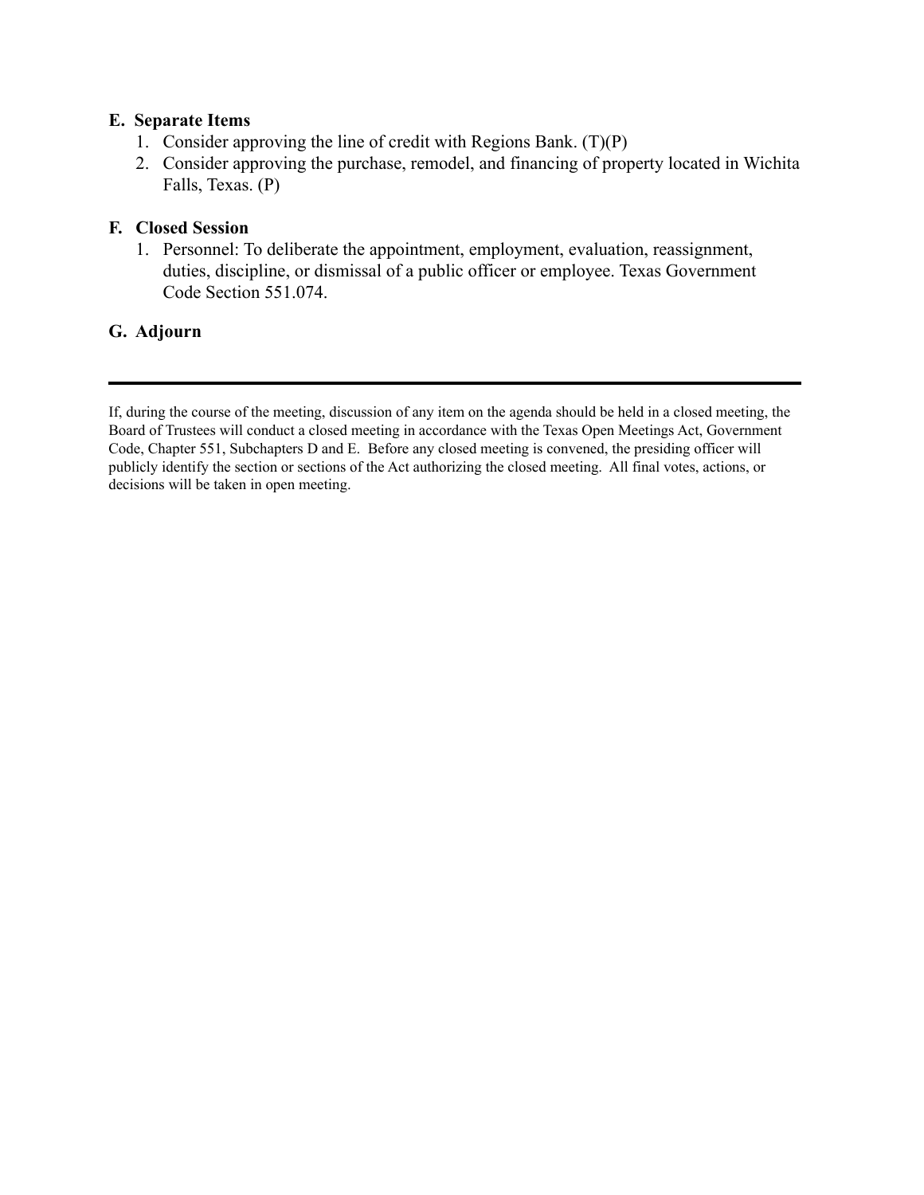## E. Separate Items

1. Consider approving the line of credit with Regions Bank. (T)(P)
2. Consider approving the purchase, remodel, and financing of property located in Wichita Falls, Texas. (P)

## F. Closed Session

1. Personnel: To deliberate the appointment, employment, evaluation, reassignment, duties, discipline, or dismissal of a public officer or employee. Texas Government Code Section 551.074.

## G. Adjourn

---

If, during the course of the meeting, discussion of any item on the agenda should be held in a closed meeting, the Board of Trustees will conduct a closed meeting in accordance with the Texas Open Meetings Act, Government Code, Chapter 551, Subchapters D and E. Before any closed meeting is convened, the presiding officer will publicly identify the section or sections of the Act authorizing the closed meeting. All final votes, actions, or decisions will be taken in open meeting.